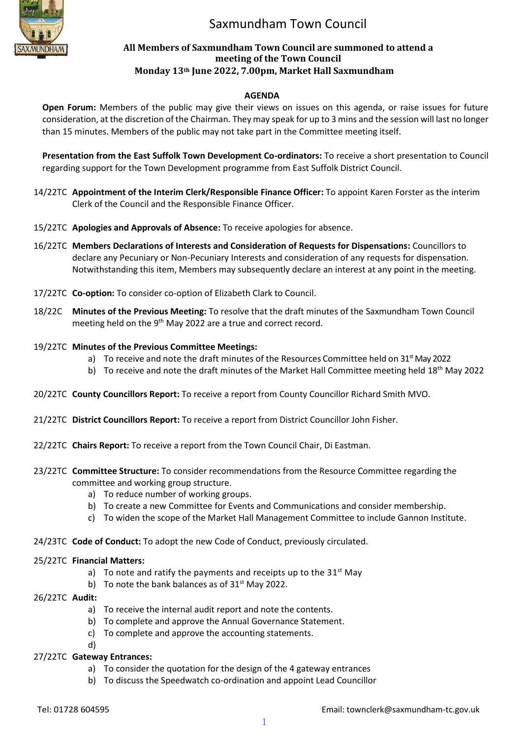# Saxmundham Town Council

**All Members of Saxmundham Town Council are summoned to attend a meeting of the Town Council**
**Monday 13th June 2022, 7.00pm, Market Hall Saxmundham**

## AGENDA

**Open Forum:** Members of the public may give their views on issues on this agenda, or raise issues for future consideration, at the discretion of the Chairman. They may speak for up to 3 mins and the session will last no longer than 15 minutes. Members of the public may not take part in the Committee meeting itself.

**Presentation from the East Suffolk Town Development Co-ordinators:** To receive a short presentation to Council regarding support for the Town Development programme from East Suffolk District Council.

14/22TC **Appointment of the Interim Clerk/Responsible Finance Officer:** To appoint Karen Forster as the interim Clerk of the Council and the Responsible Finance Officer.

15/22TC **Apologies and Approvals of Absence:** To receive apologies for absence.

16/22TC **Members Declarations of Interests and Consideration of Requests for Dispensations:** Councillors to declare any Pecuniary or Non-Pecuniary Interests and consideration of any requests for dispensation. Notwithstanding this item, Members may subsequently declare an interest at any point in the meeting.

17/22TC **Co-option:** To consider co-option of Elizabeth Clark to Council.

18/22C **Minutes of the Previous Meeting:** To resolve that the draft minutes of the Saxmundham Town Council meeting held on the 9th May 2022 are a true and correct record.

19/22TC **Minutes of the Previous Committee Meetings:**

a) To receive and note the draft minutes of the Resources Committee held on 31st May 2022
b) To receive and note the draft minutes of the Market Hall Committee meeting held 18th May 2022

20/22TC **County Councillors Report:** To receive a report from County Councillor Richard Smith MVO.

21/22TC **District Councillors Report:** To receive a report from District Councillor John Fisher.

22/22TC **Chairs Report:** To receive a report from the Town Council Chair, Di Eastman.

23/22TC **Committee Structure:** To consider recommendations from the Resource Committee regarding the committee and working group structure.

a) To reduce number of working groups.
b) To create a new Committee for Events and Communications and consider membership.
c) To widen the scope of the Market Hall Management Committee to include Gannon Institute.

24/23TC **Code of Conduct:** To adopt the new Code of Conduct, previously circulated.

25/22TC **Financial Matters:**

a) To note and ratify the payments and receipts up to the 31st May
b) To note the bank balances as of 31st May 2022.

26/22TC **Audit:**

a) To receive the internal audit report and note the contents.
b) To complete and approve the Annual Governance Statement.
c) To complete and approve the accounting statements.
d)

27/22TC **Gateway Entrances:**

a) To consider the quotation for the design of the 4 gateway entrances
b) To discuss the Speedwatch co-ordination and appoint Lead Councillor

Tel: 01728 604595 Email: townclerk@saxmundham-tc.gov.uk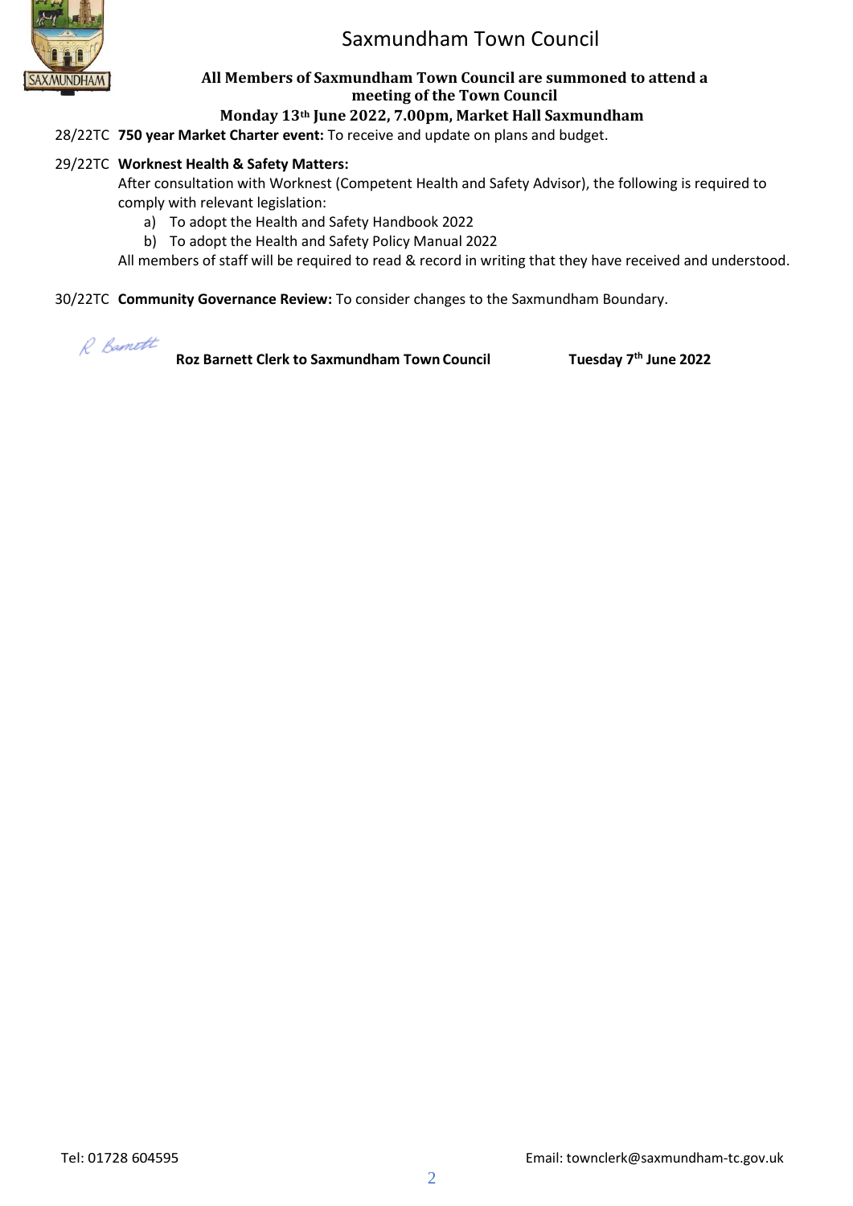# Saxmundham Town Council

**All Members of Saxmundham Town Council are summoned to attend a meeting of the Town Council**

**Monday 13th June 2022, 7.00pm, Market Hall Saxmundham**

28/22TC **750 year Market Charter event:** To receive and update on plans and budget.

29/22TC **Worknest Health & Safety Matters:**

After consultation with Worknest (Competent Health and Safety Advisor), the following is required to comply with relevant legislation:

a) To adopt the Health and Safety Handbook 2022
b) To adopt the Health and Safety Policy Manual 2022

All members of staff will be required to read & record in writing that they have received and understood.

30/22TC **Community Governance Review:** To consider changes to the Saxmundham Boundary.

R Barnett

**Roz Barnett Clerk to Saxmundham Town Council** **Tuesday 7th June 2022**

Tel: 01728 604595 Email: townclerk@saxmundham-tc.gov.uk